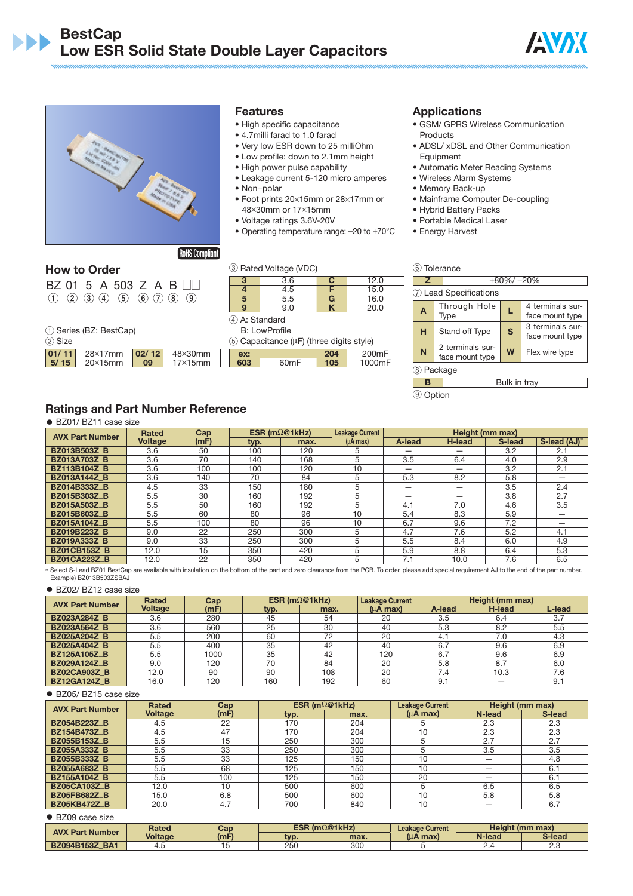# BestCap
## Low ESR Solid State Double Layer Capacitors

RoHS Compliant

### Features

- High specific capacitance
- 4.7milli farad to 1.0 farad
- Very low ESR down to 25 milliOhm
- Low profile: down to 2.1mm height
- High power pulse capability
- Leakage current 5-120 micro amperes
- Non–polar
- Foot prints 20×15mm or 28×17mm or 48×30mm or 17×15mm
- Voltage ratings 3.6V-20V
- Operating temperature range: −20 to +70°C

### Applications

- GSM/ GPRS Wireless Communication Products
- ADSL/ xDSL and Other Communication Equipment
- Automatic Meter Reading Systems
- Wireless Alarm Systems
- Memory Back-up
- Mainframe Computer De-coupling
- Hybrid Battery Packs
- Portable Medical Laser
- Energy Harvest

### How to Order

BZ 01 5 A 503 Z A B □□
① ② ③ ④ ⑤ ⑥ ⑦ ⑧ ⑨

① Series (BZ: BestCap)

② Size

| 01/ 11 | 28×17mm | 02/ 12 | 48×30mm |
|---|---|---|---|
| 5/ 15 | 20×15mm | 09 | 17×15mm |

③ Rated Voltage (VDC)

| 3 | 3.6 | C | 12.0 |
|---|---|---|---|
| 4 | 4.5 | F | 15.0 |
| 5 | 5.5 | G | 16.0 |
| 9 | 9.0 | K | 20.0 |

④ A: Standard
B: LowProfile

⑤ Capacitance (µF) (three digits style)

| ex: | | 204 | 200mF |
|---|---|---|---|
| 603 | 60mF | 105 | 1000mF |

⑥ Tolerance

| Z | +80%/ –20% |
|---|---|

⑦ Lead Specifications

| A | Through Hole Type | L | 4 terminals surface mount type |
|---|---|---|---|
| H | Stand off Type | S | 3 terminals surface mount type |
| N | 2 terminals surface mount type | W | Flex wire type |

⑧ Package

| B | Bulk in tray |
|---|---|

⑨ Option

### Ratings and Part Number Reference

- BZ01/ BZ11 case size

| AVX Part Number | Rated Voltage | Cap (mF) | ESR (mΩ@1kHz) typ. | ESR (mΩ@1kHz) max. | Leakage Current (µA max) | Height (mm max) A-lead | H-lead | S-lead | S-lead (AJ)* |
|---|---|---|---|---|---|---|---|---|---|
| BZ013B503Z_B | 3.6 | 50 | 100 | 120 | 5 | – | – | 3.2 | 2.1 |
| BZ013A703Z_B | 3.6 | 70 | 140 | 168 | 5 | 3.5 | 6.4 | 4.0 | 2.9 |
| BZ113B104Z_B | 3.6 | 100 | 100 | 120 | 10 | – | – | 3.2 | 2.1 |
| BZ013A144Z_B | 3.6 | 140 | 70 | 84 | 5 | 5.3 | 8.2 | 5.8 | – |
| BZ014B333Z_B | 4.5 | 33 | 150 | 180 | 5 | – | – | 3.5 | 2.4 |
| BZ015B303Z_B | 5.5 | 30 | 160 | 192 | 5 | – | – | 3.8 | 2.7 |
| BZ015A503Z_B | 5.5 | 50 | 160 | 192 | 5 | 4.1 | 7.0 | 4.6 | 3.5 |
| BZ015B603Z_B | 5.5 | 60 | 80 | 96 | 10 | 5.4 | 8.3 | 5.9 | – |
| BZ015A104Z_B | 5.5 | 100 | 80 | 96 | 10 | 6.7 | 9.6 | 7.2 | – |
| BZ019B223Z_B | 9.0 | 22 | 250 | 300 | 5 | 4.7 | 7.6 | 5.2 | 4.1 |
| BZ019A333Z_B | 9.0 | 33 | 250 | 300 | 5 | 5.5 | 8.4 | 6.0 | 4.9 |
| BZ01CB153Z_B | 12.0 | 15 | 350 | 420 | 5 | 5.9 | 8.8 | 6.4 | 5.3 |
| BZ01CA223Z_B | 12.0 | 22 | 350 | 420 | 5 | 7.1 | 10.0 | 7.6 | 6.5 |

* Select S-Lead BZ01 BestCap are available with insulation on the bottom of the part and zero clearance from the PCB. To order, please add special requirement AJ to the end of the part number. Example) BZ013B503ZSBAJ

- BZ02/ BZ12 case size

| AVX Part Number | Rated Voltage | Cap (mF) | ESR (mΩ@1kHz) typ. | ESR (mΩ@1kHz) max. | Leakage Current (µA max) | Height (mm max) A-lead | H-lead | L-lead |
|---|---|---|---|---|---|---|---|---|
| BZ023A284Z_B | 3.6 | 280 | 45 | 54 | 20 | 3.5 | 6.4 | 3.7 |
| BZ023A564Z_B | 3.6 | 560 | 25 | 30 | 40 | 5.3 | 8.2 | 5.5 |
| BZ025A204Z_B | 5.5 | 200 | 60 | 72 | 20 | 4.1 | 7.0 | 4.3 |
| BZ025A404Z_B | 5.5 | 400 | 35 | 42 | 40 | 6.7 | 9.6 | 6.9 |
| BZ125A105Z_B | 5.5 | 1000 | 35 | 42 | 120 | 6.7 | 9.6 | 6.9 |
| BZ029A124Z_B | 9.0 | 120 | 70 | 84 | 20 | 5.8 | 8.7 | 6.0 |
| BZ02CA903Z_B | 12.0 | 90 | 90 | 108 | 20 | 7.4 | 10.3 | 7.6 |
| BZ12GA124Z_B | 16.0 | 120 | 160 | 192 | 60 | 9.1 | – | 9.1 |

- BZ05/ BZ15 case size

| AVX Part Number | Rated Voltage | Cap (mF) | ESR (mΩ@1kHz) typ. | ESR (mΩ@1kHz) max. | Leakage Current (µA max) | Height (mm max) N-lead | S-lead |
|---|---|---|---|---|---|---|---|
| BZ054B223Z_B | 4.5 | 22 | 170 | 204 | 5 | 2.3 | 2.3 |
| BZ154B473Z_B | 4.5 | 47 | 170 | 204 | 10 | 2.3 | 2.3 |
| BZ055B153Z_B | 5.5 | 15 | 250 | 300 | 5 | 2.7 | 2.7 |
| BZ055A333Z_B | 5.5 | 33 | 250 | 300 | 5 | 3.5 | 3.5 |
| BZ055B333Z_B | 5.5 | 33 | 125 | 150 | 10 | – | 4.8 |
| BZ055A683Z_B | 5.5 | 68 | 125 | 150 | 10 | – | 6.1 |
| BZ155A104Z_B | 5.5 | 100 | 125 | 150 | 20 | – | 6.1 |
| BZ05CA103Z_B | 12.0 | 10 | 500 | 600 | 5 | 6.5 | 6.5 |
| BZ05FB682Z_B | 15.0 | 6.8 | 500 | 600 | 10 | 5.8 | 5.8 |
| BZ05KB472Z_B | 20.0 | 4.7 | 700 | 840 | 10 | – | 6.7 |

- BZ09 case size

| AVX Part Number | Rated Voltage | Cap (mF) | ESR (mΩ@1kHz) typ. | ESR (mΩ@1kHz) max. | Leakage Current (µA max) | Height (mm max) N-lead | S-lead |
|---|---|---|---|---|---|---|---|
| BZ094B153Z_BA1 | 4.5 | 15 | 250 | 300 | 5 | 2.4 | 2.3 |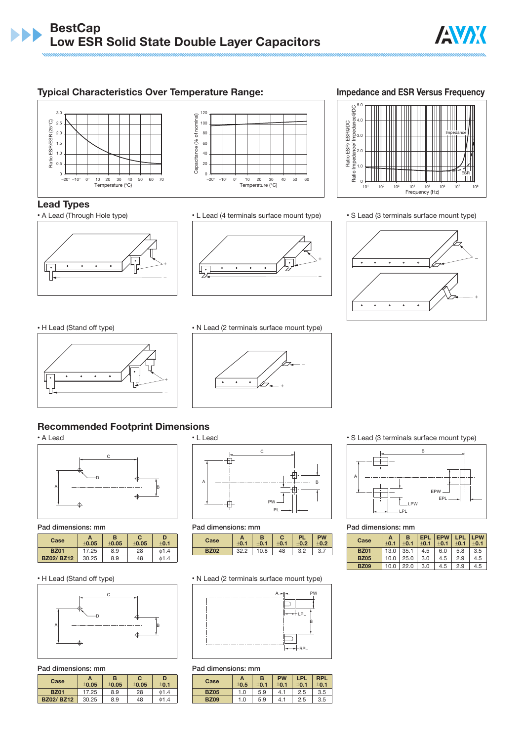# BestCap
## Low ESR Solid State Double Layer Capacitors

### Typical Characteristics Over Temperature Range:

Ratio ESR/ESR (25°C)
3.0
2.5
2.0
1.5
1.0
0.5
0
–20° –10° 0° 10 20 30 40 50 60 70
Temperature (°C)

Capacitance (% of nominal)
120
100
80
60
40
20
0
–20° –10° 0° 10 20 30 40 50 60
Temperature (°C)

### Impedance and ESR Versus Frequency

Ratio ESR/ ESR@DC
Ratio Impedance/ Impedance@DC
5.0
4.0
3.0
2.0
1.0
0
$10^1$ $10^2$ $10^3$ $10^4$ $10^5$ $10^6$ $10^7$ $10^8$
Frequency (Hz)
Impedance
ESR

## Lead Types

- A Lead (Through Hole type)
- L Lead (4 terminals surface mount type)
- S Lead (3 terminals surface mount type)
- H Lead (Stand off type)
- N Lead (2 terminals surface mount type)

## Recommended Footprint Dimensions

- A Lead

Pad dimensions: mm

| Case | A ±0.05 | B ±0.05 | C ±0.05 | D ±0.1 |
|---|---|---|---|---|
| BZ01 | 17.25 | 8.9 | 28 | ϕ1.4 |
| BZ02/ BZ12 | 30.25 | 8.9 | 48 | ϕ1.4 |

- L Lead

Pad dimensions: mm

| Case | A ±0.1 | B ±0.1 | C ±0.1 | PL ±0.2 | PW ±0.2 |
|---|---|---|---|---|---|
| BZ02 | 32.2 | 10.8 | 48 | 3.2 | 3.7 |

- S Lead (3 terminals surface mount type)

Pad dimensions: mm

| Case | A ±0.1 | B ±0.1 | EPL ±0.1 | EPW ±0.1 | LPL ±0.1 | LPW ±0.1 |
|---|---|---|---|---|---|---|
| BZ01 | 13.0 | 35.1 | 4.5 | 6.0 | 5.8 | 3.5 |
| BZ05 | 10.0 | 25.0 | 3.0 | 4.5 | 2.9 | 4.5 |
| BZ09 | 10.0 | 22.0 | 3.0 | 4.5 | 2.9 | 4.5 |

- H Lead (Stand off type)

Pad dimensions: mm

| Case | A ±0.05 | B ±0.05 | C ±0.05 | D ±0.1 |
|---|---|---|---|---|
| BZ01 | 17.25 | 8.9 | 28 | ϕ1.4 |
| BZ02/ BZ12 | 30.25 | 8.9 | 48 | ϕ1.4 |

- N Lead (2 terminals surface mount type)

Pad dimensions: mm

| Case | A ±0.5 | B ±0.1 | PW ±0.1 | LPL ±0.1 | RPL ±0.1 |
|---|---|---|---|---|---|
| BZ05 | 1.0 | 5.9 | 4.1 | 2.5 | 3.5 |
| BZ09 | 1.0 | 5.9 | 4.1 | 2.5 | 3.5 |